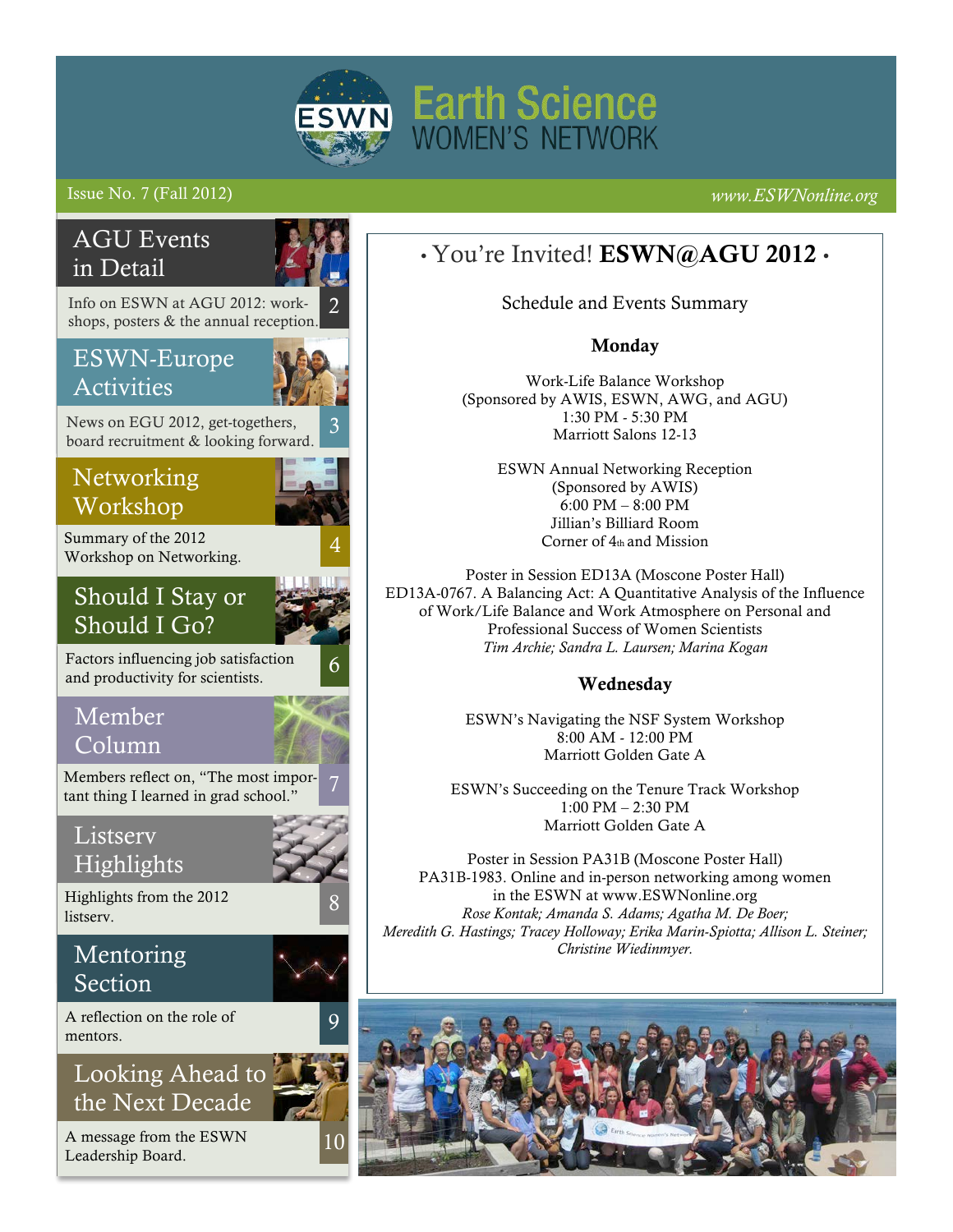# Earth Science Women's Network

Issue No. 7 (Fall 2012)

*www.ESWNonline.org*

## AGU Events in Detail

Info on ESWN at AGU 2012: workshops, posters & the annual reception. 2

## ESWN-Europe Activities

News on EGU 2012, get-togethers, board recruitment & looking forward. 3

## Networking Workshop

Summary of the 2012 Workshop on Networking. 4

## Should I Stay or Should I Go?

Factors influencing job satisfaction and productivity for scientists. 6

## Member Column

Members reflect on, "The most important thing I learned in grad school." 7

## Listserv Highlights

Highlights from the 2012 listserv. 8

## Mentoring Section

A reflection on the role of mentors. 9

## Looking Ahead to the Next Decade

A message from the ESWN Leadership Board. 10

---

## • You're Invited! **ESWN@AGU 2012** •

Schedule and Events Summary

### Monday

Work-Life Balance Workshop
(Sponsored by AWIS, ESWN, AWG, and AGU)
1:30 PM - 5:30 PM
Marriott Salons 12-13

ESWN Annual Networking Reception
(Sponsored by AWIS)
6:00 PM – 8:00 PM
Jillian's Billiard Room
Corner of 4th and Mission

Poster in Session ED13A (Moscone Poster Hall)
ED13A-0767. A Balancing Act: A Quantitative Analysis of the Influence of Work/Life Balance and Work Atmosphere on Personal and Professional Success of Women Scientists
*Tim Archie; Sandra L. Laursen; Marina Kogan*

### Wednesday

ESWN's Navigating the NSF System Workshop
8:00 AM - 12:00 PM
Marriott Golden Gate A

ESWN's Succeeding on the Tenure Track Workshop
1:00 PM – 2:30 PM
Marriott Golden Gate A

Poster in Session PA31B (Moscone Poster Hall)
PA31B-1983. Online and in-person networking among women in the ESWN at www.ESWNonline.org
*Rose Kontak; Amanda S. Adams; Agatha M. De Boer; Meredith G. Hastings; Tracey Holloway; Erika Marin-Spiotta; Allison L. Steiner; Christine Wiedinmyer.*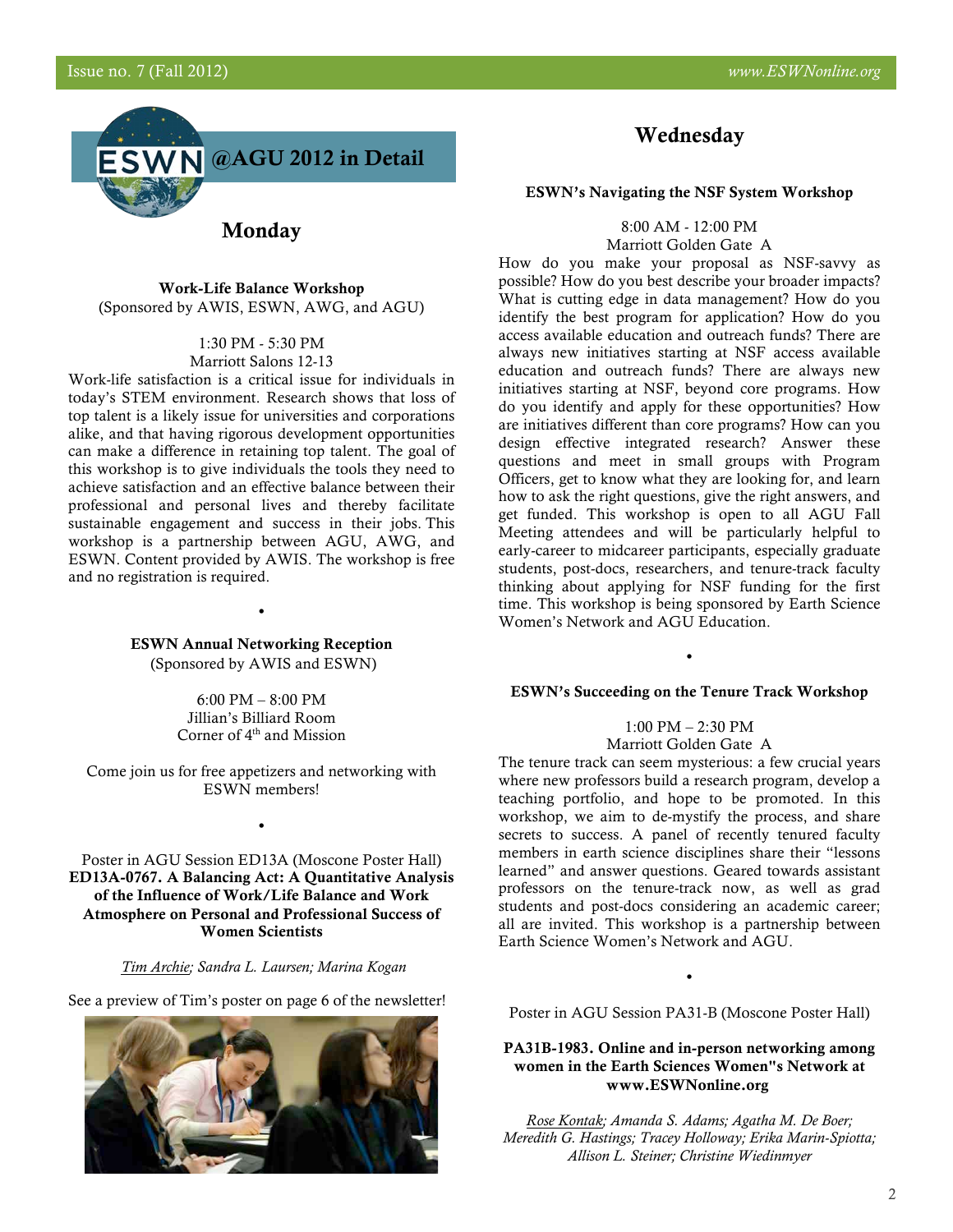# ESWN @AGU 2012 in Detail

## Monday

**Work-Life Balance Workshop**
(Sponsored by AWIS, ESWN, AWG, and AGU)

1:30 PM - 5:30 PM
Marriott Salons 12-13

Work-life satisfaction is a critical issue for individuals in today's STEM environment. Research shows that loss of top talent is a likely issue for universities and corporations alike, and that having rigorous development opportunities can make a difference in retaining top talent. The goal of this workshop is to give individuals the tools they need to achieve satisfaction and an effective balance between their professional and personal lives and thereby facilitate sustainable engagement and success in their jobs. This workshop is a partnership between AGU, AWG, and ESWN. Content provided by AWIS. The workshop is free and no registration is required.

•

**ESWN Annual Networking Reception**
(Sponsored by AWIS and ESWN)

6:00 PM – 8:00 PM
Jillian's Billiard Room
Corner of 4th and Mission

Come join us for free appetizers and networking with ESWN members!

•

Poster in AGU Session ED13A (Moscone Poster Hall)

**ED13A-0767. A Balancing Act: A Quantitative Analysis of the Influence of Work/Life Balance and Work Atmosphere on Personal and Professional Success of Women Scientists**

*Tim Archie; Sandra L. Laursen; Marina Kogan*

See a preview of Tim's poster on page 6 of the newsletter!

## Wednesday

**ESWN's Navigating the NSF System Workshop**

8:00 AM - 12:00 PM
Marriott Golden Gate A

How do you make your proposal as NSF-savvy as possible? How do you best describe your broader impacts? What is cutting edge in data management? How do you identify the best program for application? How do you access available education and outreach funds? There are always new initiatives starting at NSF access available education and outreach funds? There are always new initiatives starting at NSF, beyond core programs. How do you identify and apply for these opportunities? How are initiatives different than core programs? How can you design effective integrated research? Answer these questions and meet in small groups with Program Officers, get to know what they are looking for, and learn how to ask the right questions, give the right answers, and get funded. This workshop is open to all AGU Fall Meeting attendees and will be particularly helpful to early-career to midcareer participants, especially graduate students, post-docs, researchers, and tenure-track faculty thinking about applying for NSF funding for the first time. This workshop is being sponsored by Earth Science Women's Network and AGU Education.

•

**ESWN's Succeeding on the Tenure Track Workshop**

1:00 PM – 2:30 PM
Marriott Golden Gate A

The tenure track can seem mysterious: a few crucial years where new professors build a research program, develop a teaching portfolio, and hope to be promoted. In this workshop, we aim to de-mystify the process, and share secrets to success. A panel of recently tenured faculty members in earth science disciplines share their "lessons learned" and answer questions. Geared towards assistant professors on the tenure-track now, as well as grad students and post-docs considering an academic career; all are invited. This workshop is a partnership between Earth Science Women's Network and AGU.

•

Poster in AGU Session PA31-B (Moscone Poster Hall)

**PA31B-1983. Online and in-person networking among women in the Earth Sciences Women"s Network at www.ESWNonline.org**

*Rose Kontak; Amanda S. Adams; Agatha M. De Boer; Meredith G. Hastings; Tracey Holloway; Erika Marin-Spiotta; Allison L. Steiner; Christine Wiedinmyer*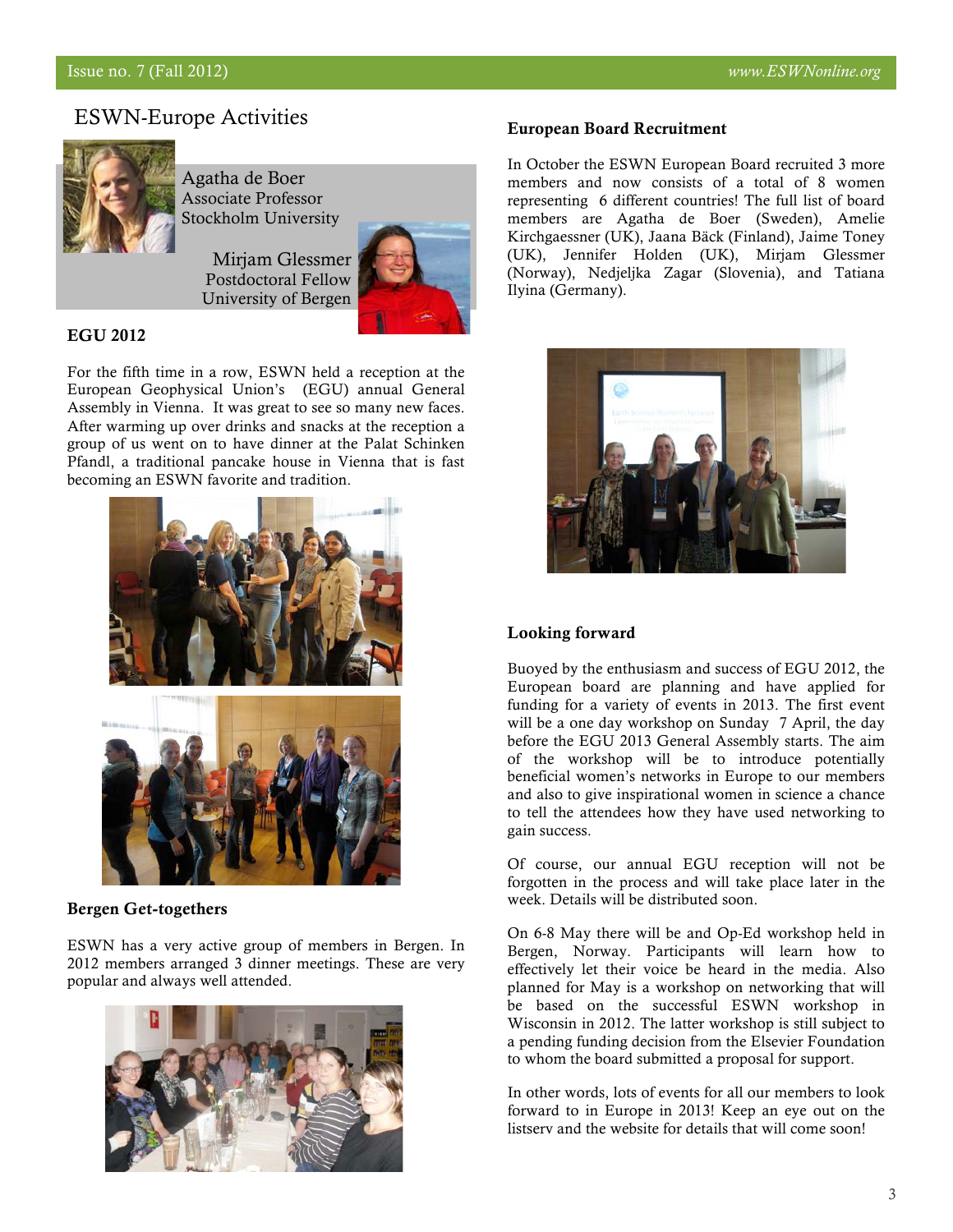## ESWN-Europe Activities

Agatha de Boer
Associate Professor
Stockholm University

Mirjam Glessmer
Postdoctoral Fellow
University of Bergen

### EGU 2012

For the fifth time in a row, ESWN held a reception at the European Geophysical Union's (EGU) annual General Assembly in Vienna. It was great to see so many new faces. After warming up over drinks and snacks at the reception a group of us went on to have dinner at the Palat Schinken Pfandl, a traditional pancake house in Vienna that is fast becoming an ESWN favorite and tradition.

### Bergen Get-togethers

ESWN has a very active group of members in Bergen. In 2012 members arranged 3 dinner meetings. These are very popular and always well attended.

### European Board Recruitment

In October the ESWN European Board recruited 3 more members and now consists of a total of 8 women representing 6 different countries! The full list of board members are Agatha de Boer (Sweden), Amelie Kirchgaessner (UK), Jaana Bäck (Finland), Jaime Toney (UK), Jennifer Holden (UK), Mirjam Glessmer (Norway), Nedjeljka Zagar (Slovenia), and Tatiana Ilyina (Germany).

### Looking forward

Buoyed by the enthusiasm and success of EGU 2012, the European board are planning and have applied for funding for a variety of events in 2013. The first event will be a one day workshop on Sunday 7 April, the day before the EGU 2013 General Assembly starts. The aim of the workshop will be to introduce potentially beneficial women's networks in Europe to our members and also to give inspirational women in science a chance to tell the attendees how they have used networking to gain success.

Of course, our annual EGU reception will not be forgotten in the process and will take place later in the week. Details will be distributed soon.

On 6-8 May there will be and Op-Ed workshop held in Bergen, Norway. Participants will learn how to effectively let their voice be heard in the media. Also planned for May is a workshop on networking that will be based on the successful ESWN workshop in Wisconsin in 2012. The latter workshop is still subject to a pending funding decision from the Elsevier Foundation to whom the board submitted a proposal for support.

In other words, lots of events for all our members to look forward to in Europe in 2013! Keep an eye out on the listserv and the website for details that will come soon!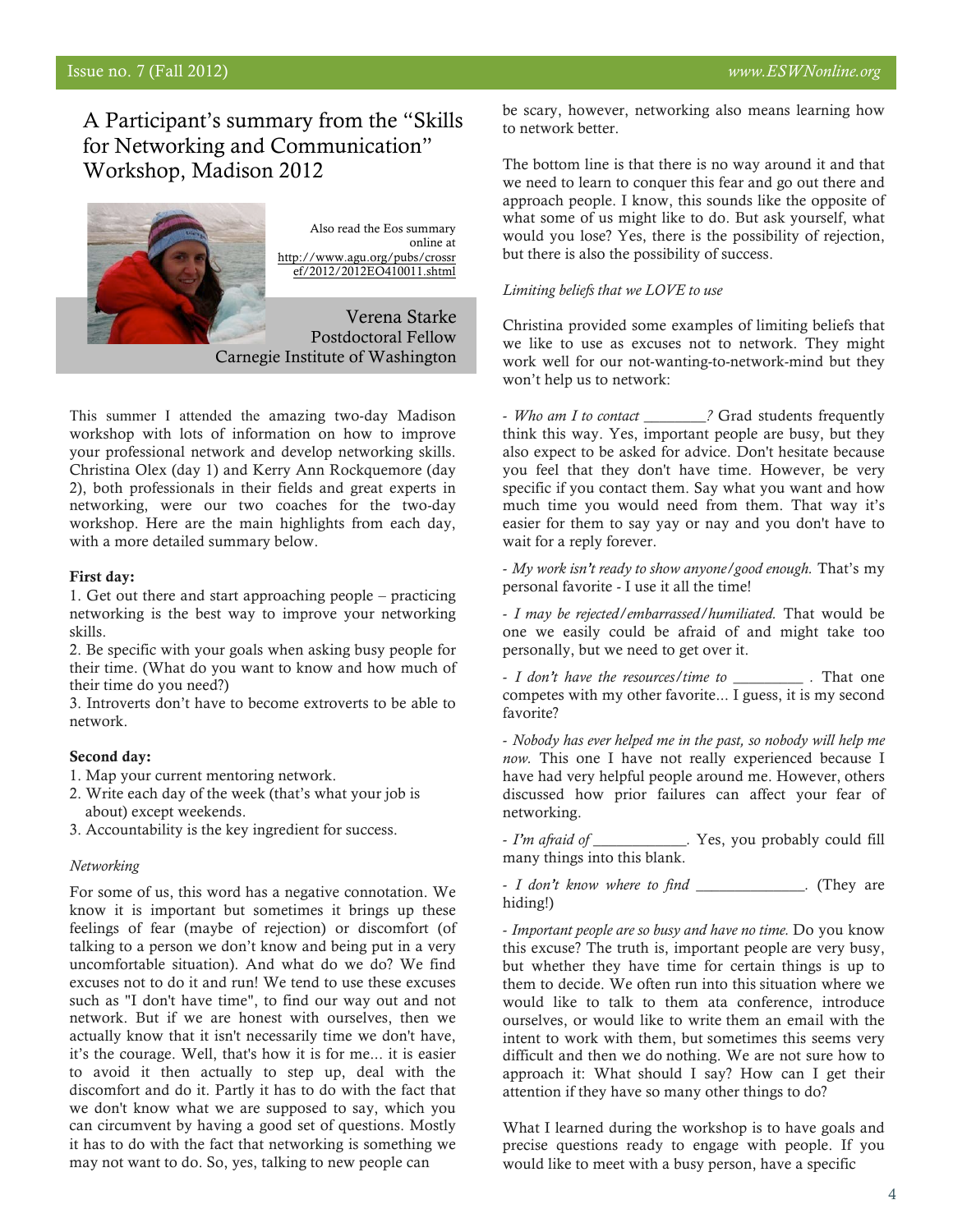# A Participant's summary from the "Skills for Networking and Communication" Workshop, Madison 2012

Also read the Eos summary online at http://www.agu.org/pubs/crossref/2012/2012EO410011.shtml

Verena Starke
Postdoctoral Fellow
Carnegie Institute of Washington

This summer I attended the amazing two-day Madison workshop with lots of information on how to improve your professional network and develop networking skills. Christina Olex (day 1) and Kerry Ann Rockquemore (day 2), both professionals in their fields and great experts in networking, were our two coaches for the two-day workshop. Here are the main highlights from each day, with a more detailed summary below.

**First day:**

1. Get out there and start approaching people – practicing networking is the best way to improve your networking skills.
2. Be specific with your goals when asking busy people for their time. (What do you want to know and how much of their time do you need?)
3. Introverts don't have to become extroverts to be able to network.

**Second day:**

1. Map your current mentoring network.
2. Write each day of the week (that's what your job is about) except weekends.
3. Accountability is the key ingredient for success.

*Networking*

For some of us, this word has a negative connotation. We know it is important but sometimes it brings up these feelings of fear (maybe of rejection) or discomfort (of talking to a person we don't know and being put in a very uncomfortable situation). And what do we do? We find excuses not to do it and run! We tend to use these excuses such as "I don't have time", to find our way out and not network. But if we are honest with ourselves, then we actually know that it isn't necessarily time we don't have, it's the courage. Well, that's how it is for me... it is easier to avoid it then actually to step up, deal with the discomfort and do it. Partly it has to do with the fact that we don't know what we are supposed to say, which you can circumvent by having a good set of questions. Mostly it has to do with the fact that networking is something we may not want to do. So, yes, talking to new people can be scary, however, networking also means learning how to network better.

The bottom line is that there is no way around it and that we need to learn to conquer this fear and go out there and approach people. I know, this sounds like the opposite of what some of us might like to do. But ask yourself, what would you lose? Yes, there is the possibility of rejection, but there is also the possibility of success.

*Limiting beliefs that we LOVE to use*

Christina provided some examples of limiting beliefs that we like to use as excuses not to network. They might work well for our not-wanting-to-network-mind but they won't help us to network:

- *Who am I to contact ________?* Grad students frequently think this way. Yes, important people are busy, but they also expect to be asked for advice. Don't hesitate because you feel that they don't have time. However, be very specific if you contact them. Say what you want and how much time you would need from them. That way it's easier for them to say yay or nay and you don't have to wait for a reply forever.

- *My work isn't ready to show anyone/good enough.* That's my personal favorite - I use it all the time!

- *I may be rejected/embarrassed/humiliated.* That would be one we easily could be afraid of and might take too personally, but we need to get over it.

- *I don't have the resources/time to _________ .* That one competes with my other favorite... I guess, it is my second favorite?

- *Nobody has ever helped me in the past, so nobody will help me now.* This one I have not really experienced because I have had very helpful people around me. However, others discussed how prior failures can affect your fear of networking.

- *I'm afraid of ____________.* Yes, you probably could fill many things into this blank.

- *I don't know where to find ______________.* (They are hiding!)

- *Important people are so busy and have no time.* Do you know this excuse? The truth is, important people are very busy, but whether they have time for certain things is up to them to decide. We often run into this situation where we would like to talk to them ata conference, introduce ourselves, or would like to write them an email with the intent to work with them, but sometimes this seems very difficult and then we do nothing. We are not sure how to approach it: What should I say? How can I get their attention if they have so many other things to do?

What I learned during the workshop is to have goals and precise questions ready to engage with people. If you would like to meet with a busy person, have a specific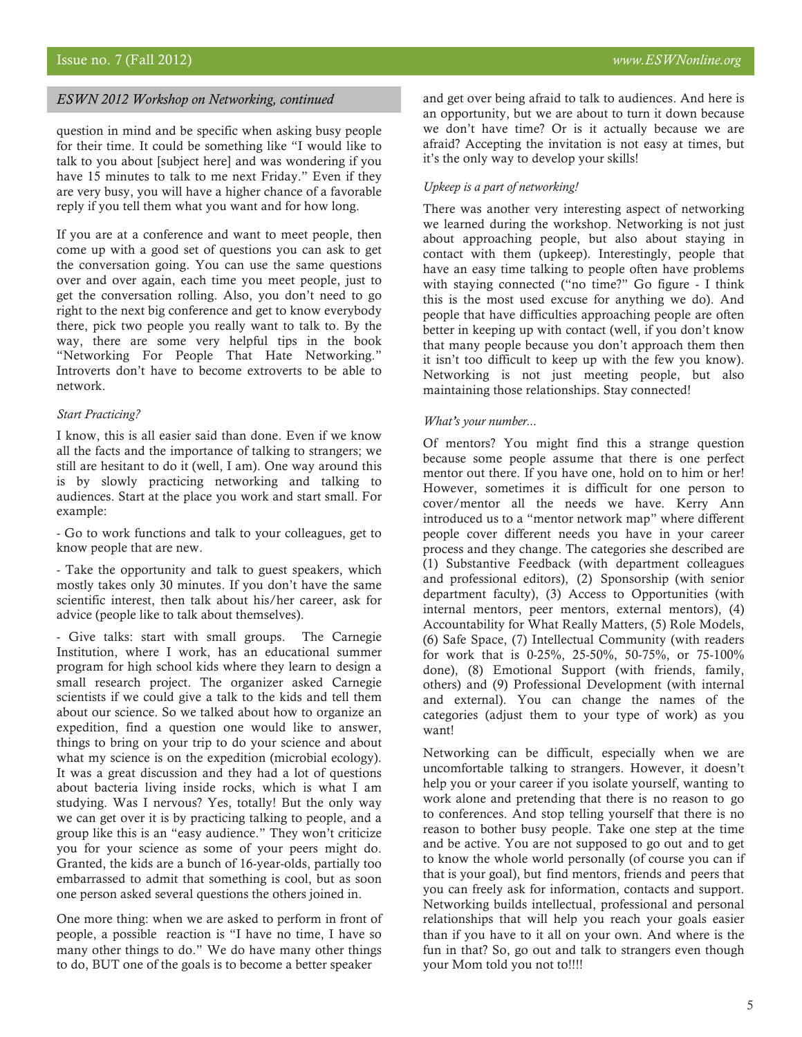*ESWN 2012 Workshop on Networking, continued*

question in mind and be specific when asking busy people for their time. It could be something like "I would like to talk to you about [subject here] and was wondering if you have 15 minutes to talk to me next Friday." Even if they are very busy, you will have a higher chance of a favorable reply if you tell them what you want and for how long.

If you are at a conference and want to meet people, then come up with a good set of questions you can ask to get the conversation going. You can use the same questions over and over again, each time you meet people, just to get the conversation rolling. Also, you don't need to go right to the next big conference and get to know everybody there, pick two people you really want to talk to. By the way, there are some very helpful tips in the book "Networking For People That Hate Networking." Introverts don't have to become extroverts to be able to network.

*Start Practicing?*

I know, this is all easier said than done. Even if we know all the facts and the importance of talking to strangers; we still are hesitant to do it (well, I am). One way around this is by slowly practicing networking and talking to audiences. Start at the place you work and start small. For example:

- Go to work functions and talk to your colleagues, get to know people that are new.

- Take the opportunity and talk to guest speakers, which mostly takes only 30 minutes. If you don't have the same scientific interest, then talk about his/her career, ask for advice (people like to talk about themselves).

- Give talks: start with small groups. The Carnegie Institution, where I work, has an educational summer program for high school kids where they learn to design a small research project. The organizer asked Carnegie scientists if we could give a talk to the kids and tell them about our science. So we talked about how to organize an expedition, find a question one would like to answer, things to bring on your trip to do your science and about what my science is on the expedition (microbial ecology). It was a great discussion and they had a lot of questions about bacteria living inside rocks, which is what I am studying. Was I nervous? Yes, totally! But the only way we can get over it is by practicing talking to people, and a group like this is an "easy audience." They won't criticize you for your science as some of your peers might do. Granted, the kids are a bunch of 16-year-olds, partially too embarrassed to admit that something is cool, but as soon one person asked several questions the others joined in.

One more thing: when we are asked to perform in front of people, a possible reaction is "I have no time, I have so many other things to do." We do have many other things to do, BUT one of the goals is to become a better speaker and get over being afraid to talk to audiences. And here is an opportunity, but we are about to turn it down because we don't have time? Or is it actually because we are afraid? Accepting the invitation is not easy at times, but it's the only way to develop your skills!

*Upkeep is a part of networking!*

There was another very interesting aspect of networking we learned during the workshop. Networking is not just about approaching people, but also about staying in contact with them (upkeep). Interestingly, people that have an easy time talking to people often have problems with staying connected ("no time?" Go figure - I think this is the most used excuse for anything we do). And people that have difficulties approaching people are often better in keeping up with contact (well, if you don't know that many people because you don't approach them then it isn't too difficult to keep up with the few you know). Networking is not just meeting people, but also maintaining those relationships. Stay connected!

*What's your number...*

Of mentors? You might find this a strange question because some people assume that there is one perfect mentor out there. If you have one, hold on to him or her! However, sometimes it is difficult for one person to cover/mentor all the needs we have. Kerry Ann introduced us to a "mentor network map" where different people cover different needs you have in your career process and they change. The categories she described are (1) Substantive Feedback (with department colleagues and professional editors), (2) Sponsorship (with senior department faculty), (3) Access to Opportunities (with internal mentors, peer mentors, external mentors), (4) Accountability for What Really Matters, (5) Role Models, (6) Safe Space, (7) Intellectual Community (with readers for work that is 0-25%, 25-50%, 50-75%, or 75-100% done), (8) Emotional Support (with friends, family, others) and (9) Professional Development (with internal and external). You can change the names of the categories (adjust them to your type of work) as you want!

Networking can be difficult, especially when we are uncomfortable talking to strangers. However, it doesn't help you or your career if you isolate yourself, wanting to work alone and pretending that there is no reason to go to conferences. And stop telling yourself that there is no reason to bother busy people. Take one step at the time and be active. You are not supposed to go out and to get to know the whole world personally (of course you can if that is your goal), but find mentors, friends and peers that you can freely ask for information, contacts and support. Networking builds intellectual, professional and personal relationships that will help you reach your goals easier than if you have to it all on your own. And where is the fun in that? So, go out and talk to strangers even though your Mom told you not to!!!!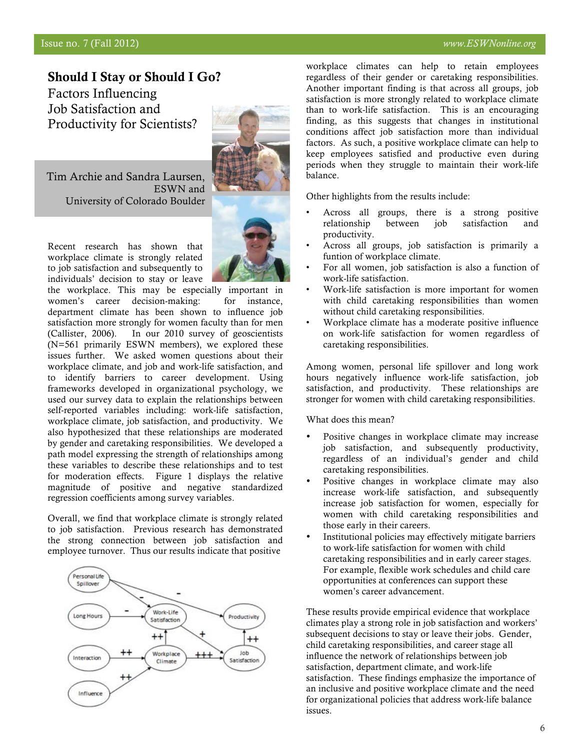# Should I Stay or Should I Go?

## Factors Influencing Job Satisfaction and Productivity for Scientists?

Tim Archie and Sandra Laursen, ESWN and University of Colorado Boulder

Recent research has shown that workplace climate is strongly related to job satisfaction and subsequently to individuals' decision to stay or leave the workplace. This may be especially important in women's career decision-making: for instance, department climate has been shown to influence job satisfaction more strongly for women faculty than for men (Callister, 2006). In our 2010 survey of geoscientists (N=561 primarily ESWN members), we explored these issues further. We asked women questions about their workplace climate, and job and work-life satisfaction, and to identify barriers to career development. Using frameworks developed in organizational psychology, we used our survey data to explain the relationships between self-reported variables including: work-life satisfaction, workplace climate, job satisfaction, and productivity. We also hypothesized that these relationships are moderated by gender and caretaking responsibilities. We developed a path model expressing the strength of relationships among these variables to describe these relationships and to test for moderation effects. Figure 1 displays the relative magnitude of positive and negative standardized regression coefficients among survey variables.

Overall, we find that workplace climate is strongly related to job satisfaction. Previous research has demonstrated the strong connection between job satisfaction and employee turnover. Thus our results indicate that positive workplace climates can help to retain employees regardless of their gender or caretaking responsibilities. Another important finding is that across all groups, job satisfaction is more strongly related to workplace climate than to work-life satisfaction. This is an encouraging finding, as this suggests that changes in institutional conditions affect job satisfaction more than individual factors. As such, a positive workplace climate can help to keep employees satisfied and productive even during periods when they struggle to maintain their work-life balance.

Other highlights from the results include:

- Across all groups, there is a strong positive relationship between job satisfaction and productivity.
- Across all groups, job satisfaction is primarily a funtion of workplace climate.
- For all women, job satisfaction is also a function of work-life satisfaction.
- Work-life satisfaction is more important for women with child caretaking responsibilities than women without child caretaking responsibilities.
- Workplace climate has a moderate positive influence on work-life satisfaction for women regardless of caretaking responsibilities.

Among women, personal life spillover and long work hours negatively influence work-life satisfaction, job satisfaction, and productivity. These relationships are stronger for women with child caretaking responsibilities.

What does this mean?

- Positive changes in workplace climate may increase job satisfaction, and subsequently productivity, regardless of an individual's gender and child caretaking responsibilities.
- Positive changes in workplace climate may also increase work-life satisfaction, and subsequently increase job satisfaction for women, especially for women with child caretaking responsibilities and those early in their careers.
- Institutional policies may effectively mitigate barriers to work-life satisfaction for women with child caretaking responsibilities and in early career stages. For example, flexible work schedules and child care opportunities at conferences can support these women's career advancement.

These results provide empirical evidence that workplace climates play a strong role in job satisfaction and workers' subsequent decisions to stay or leave their jobs. Gender, child caretaking responsibilities, and career stage all influence the network of relationships between job satisfaction, department climate, and work-life satisfaction. These findings emphasize the importance of an inclusive and positive workplace climate and the need for organizational policies that address work-life balance issues.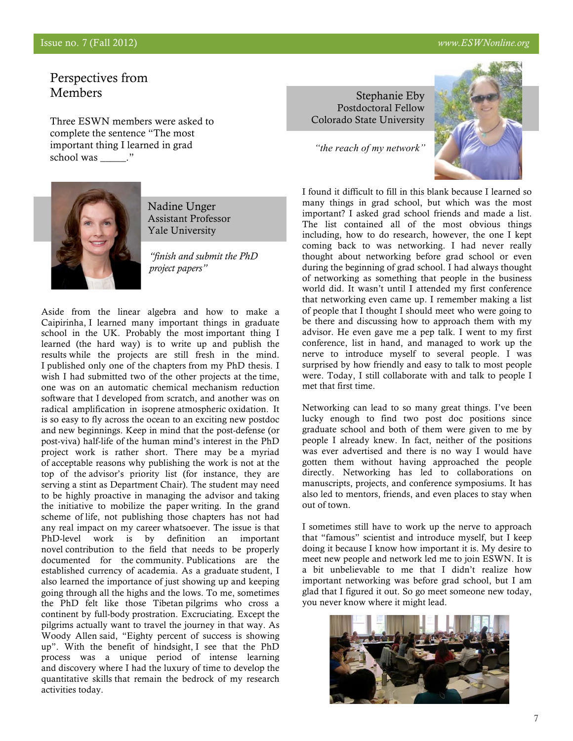## Perspectives from Members

Three ESWN members were asked to complete the sentence "The most important thing I learned in grad school was _____."

### Nadine Unger
Assistant Professor
Yale University

*"finish and submit the PhD project papers"*

Aside from the linear algebra and how to make a Caipirinha, I learned many important things in graduate school in the UK. Probably the most important thing I learned (the hard way) is to write up and publish the results while the projects are still fresh in the mind. I published only one of the chapters from my PhD thesis. I wish I had submitted two of the other projects at the time, one was on an automatic chemical mechanism reduction software that I developed from scratch, and another was on radical amplification in isoprene atmospheric oxidation. It is so easy to fly across the ocean to an exciting new postdoc and new beginnings. Keep in mind that the post-defense (or post-viva) half-life of the human mind's interest in the PhD project work is rather short. There may be a myriad of acceptable reasons why publishing the work is not at the top of the advisor's priority list (for instance, they are serving a stint as Department Chair). The student may need to be highly proactive in managing the advisor and taking the initiative to mobilize the paper writing. In the grand scheme of life, not publishing those chapters has not had any real impact on my career whatsoever. The issue is that PhD-level work is by definition an important novel contribution to the field that needs to be properly documented for the community. Publications are the established currency of academia. As a graduate student, I also learned the importance of just showing up and keeping going through all the highs and the lows. To me, sometimes the PhD felt like those Tibetan pilgrims who cross a continent by full-body prostration. Excruciating. Except the pilgrims actually want to travel the journey in that way. As Woody Allen said, "Eighty percent of success is showing up". With the benefit of hindsight, I see that the PhD process was a unique period of intense learning and discovery where I had the luxury of time to develop the quantitative skills that remain the bedrock of my research activities today.

### Stephanie Eby
Postdoctoral Fellow
Colorado State University

*"the reach of my network"*

I found it difficult to fill in this blank because I learned so many things in grad school, but which was the most important? I asked grad school friends and made a list. The list contained all of the most obvious things including, how to do research, however, the one I kept coming back to was networking. I had never really thought about networking before grad school or even during the beginning of grad school. I had always thought of networking as something that people in the business world did. It wasn't until I attended my first conference that networking even came up. I remember making a list of people that I thought I should meet who were going to be there and discussing how to approach them with my advisor. He even gave me a pep talk. I went to my first conference, list in hand, and managed to work up the nerve to introduce myself to several people. I was surprised by how friendly and easy to talk to most people were. Today, I still collaborate with and talk to people I met that first time.

Networking can lead to so many great things. I've been lucky enough to find two post doc positions since graduate school and both of them were given to me by people I already knew. In fact, neither of the positions was ever advertised and there is no way I would have gotten them without having approached the people directly. Networking has led to collaborations on manuscripts, projects, and conference symposiums. It has also led to mentors, friends, and even places to stay when out of town.

I sometimes still have to work up the nerve to approach that "famous" scientist and introduce myself, but I keep doing it because I know how important it is. My desire to meet new people and network led me to join ESWN. It is a bit unbelievable to me that I didn't realize how important networking was before grad school, but I am glad that I figured it out. So go meet someone new today, you never know where it might lead.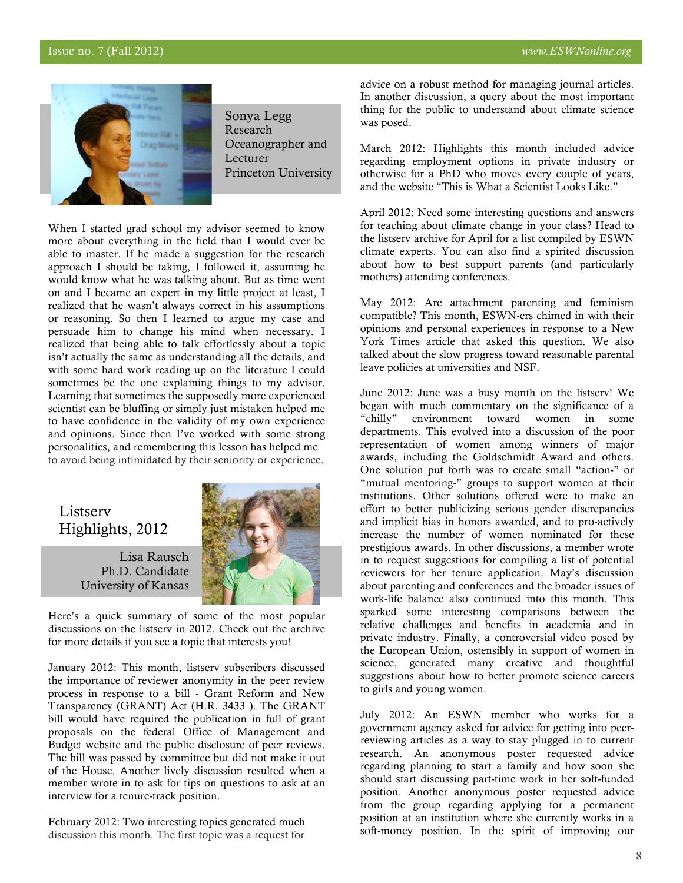Sonya Legg
Research Oceanographer and Lecturer
Princeton University

When I started grad school my advisor seemed to know more about everything in the field than I would ever be able to master. If he made a suggestion for the research approach I should be taking, I followed it, assuming he would know what he was talking about. But as time went on and I became an expert in my little project at least, I realized that he wasn't always correct in his assumptions or reasoning. So then I learned to argue my case and persuade him to change his mind when necessary. I realized that being able to talk effortlessly about a topic isn't actually the same as understanding all the details, and with some hard work reading up on the literature I could sometimes be the one explaining things to my advisor. Learning that sometimes the supposedly more experienced scientist can be bluffing or simply just mistaken helped me to have confidence in the validity of my own experience and opinions. Since then I've worked with some strong personalities, and remembering this lesson has helped me to avoid being intimidated by their seniority or experience.

## Listserv Highlights, 2012

Lisa Rausch
Ph.D. Candidate
University of Kansas

Here's a quick summary of some of the most popular discussions on the listserv in 2012. Check out the archive for more details if you see a topic that interests you!

January 2012: This month, listserv subscribers discussed the importance of reviewer anonymity in the peer review process in response to a bill - Grant Reform and New Transparency (GRANT) Act (H.R. 3433 ). The GRANT bill would have required the publication in full of grant proposals on the federal Office of Management and Budget website and the public disclosure of peer reviews. The bill was passed by committee but did not make it out of the House. Another lively discussion resulted when a member wrote in to ask for tips on questions to ask at an interview for a tenure-track position.

February 2012: Two interesting topics generated much discussion this month. The first topic was a request for advice on a robust method for managing journal articles. In another discussion, a query about the most important thing for the public to understand about climate science was posed.

March 2012: Highlights this month included advice regarding employment options in private industry or otherwise for a PhD who moves every couple of years, and the website "This is What a Scientist Looks Like."

April 2012: Need some interesting questions and answers for teaching about climate change in your class? Head to the listserv archive for April for a list compiled by ESWN climate experts. You can also find a spirited discussion about how to best support parents (and particularly mothers) attending conferences.

May 2012: Are attachment parenting and feminism compatible? This month, ESWN-ers chimed in with their opinions and personal experiences in response to a New York Times article that asked this question. We also talked about the slow progress toward reasonable parental leave policies at universities and NSF.

June 2012: June was a busy month on the listserv! We began with much commentary on the significance of a "chilly" environment toward women in some departments. This evolved into a discussion of the poor representation of women among winners of major awards, including the Goldschmidt Award and others. One solution put forth was to create small "action-" or "mutual mentoring-" groups to support women at their institutions. Other solutions offered were to make an effort to better publicizing serious gender discrepancies and implicit bias in honors awarded, and to pro-actively increase the number of women nominated for these prestigious awards. In other discussions, a member wrote in to request suggestions for compiling a list of potential reviewers for her tenure application. May's discussion about parenting and conferences and the broader issues of work-life balance also continued into this month. This sparked some interesting comparisons between the relative challenges and benefits in academia and in private industry. Finally, a controversial video posed by the European Union, ostensibly in support of women in science, generated many creative and thoughtful suggestions about how to better promote science careers to girls and young women.

July 2012: An ESWN member who works for a government agency asked for advice for getting into peer-reviewing articles as a way to stay plugged in to current research. An anonymous poster requested advice regarding planning to start a family and how soon she should start discussing part-time work in her soft-funded position. Another anonymous poster requested advice from the group regarding applying for a permanent position at an institution where she currently works in a soft-money position. In the spirit of improving our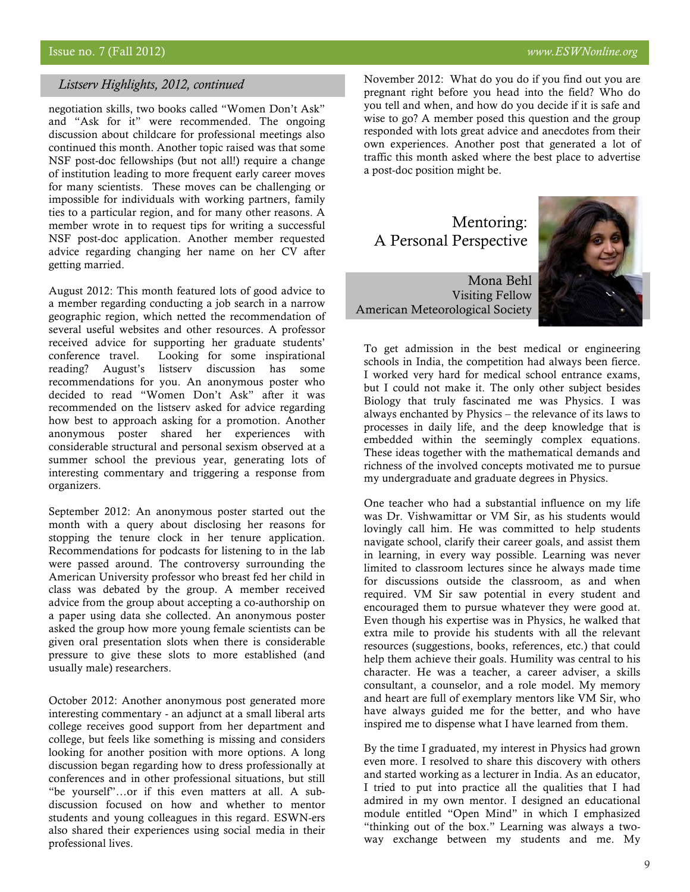## Listserv Highlights, 2012, continued

negotiation skills, two books called "Women Don't Ask" and "Ask for it" were recommended. The ongoing discussion about childcare for professional meetings also continued this month. Another topic raised was that some NSF post-doc fellowships (but not all!) require a change of institution leading to more frequent early career moves for many scientists. These moves can be challenging or impossible for individuals with working partners, family ties to a particular region, and for many other reasons. A member wrote in to request tips for writing a successful NSF post-doc application. Another member requested advice regarding changing her name on her CV after getting married.

August 2012: This month featured lots of good advice to a member regarding conducting a job search in a narrow geographic region, which netted the recommendation of several useful websites and other resources. A professor received advice for supporting her graduate students' conference travel. Looking for some inspirational reading? August's listserv discussion has some recommendations for you. An anonymous poster who decided to read "Women Don't Ask" after it was recommended on the listserv asked for advice regarding how best to approach asking for a promotion. Another anonymous poster shared her experiences with considerable structural and personal sexism observed at a summer school the previous year, generating lots of interesting commentary and triggering a response from organizers.

September 2012: An anonymous poster started out the month with a query about disclosing her reasons for stopping the tenure clock in her tenure application. Recommendations for podcasts for listening to in the lab were passed around. The controversy surrounding the American University professor who breast fed her child in class was debated by the group. A member received advice from the group about accepting a co-authorship on a paper using data she collected. An anonymous poster asked the group how more young female scientists can be given oral presentation slots when there is considerable pressure to give these slots to more established (and usually male) researchers.

October 2012: Another anonymous post generated more interesting commentary - an adjunct at a small liberal arts college receives good support from her department and college, but feels like something is missing and considers looking for another position with more options. A long discussion began regarding how to dress professionally at conferences and in other professional situations, but still "be yourself"…or if this even matters at all. A sub-discussion focused on how and whether to mentor students and young colleagues in this regard. ESWN-ers also shared their experiences using social media in their professional lives.

November 2012: What do you do if you find out you are pregnant right before you head into the field? Who do you tell and when, and how do you decide if it is safe and wise to go? A member posed this question and the group responded with lots great advice and anecdotes from their own experiences. Another post that generated a lot of traffic this month asked where the best place to advertise a post-doc position might be.

## Mentoring: A Personal Perspective

Mona Behl
Visiting Fellow
American Meteorological Society

To get admission in the best medical or engineering schools in India, the competition had always been fierce. I worked very hard for medical school entrance exams, but I could not make it. The only other subject besides Biology that truly fascinated me was Physics. I was always enchanted by Physics – the relevance of its laws to processes in daily life, and the deep knowledge that is embedded within the seemingly complex equations. These ideas together with the mathematical demands and richness of the involved concepts motivated me to pursue my undergraduate and graduate degrees in Physics.

One teacher who had a substantial influence on my life was Dr. Vishwamittar or VM Sir, as his students would lovingly call him. He was committed to help students navigate school, clarify their career goals, and assist them in learning, in every way possible. Learning was never limited to classroom lectures since he always made time for discussions outside the classroom, as and when required. VM Sir saw potential in every student and encouraged them to pursue whatever they were good at. Even though his expertise was in Physics, he walked that extra mile to provide his students with all the relevant resources (suggestions, books, references, etc.) that could help them achieve their goals. Humility was central to his character. He was a teacher, a career adviser, a skills consultant, a counselor, and a role model. My memory and heart are full of exemplary mentors like VM Sir, who have always guided me for the better, and who have inspired me to dispense what I have learned from them.

By the time I graduated, my interest in Physics had grown even more. I resolved to share this discovery with others and started working as a lecturer in India. As an educator, I tried to put into practice all the qualities that I had admired in my own mentor. I designed an educational module entitled "Open Mind" in which I emphasized "thinking out of the box." Learning was always a two-way exchange between my students and me. My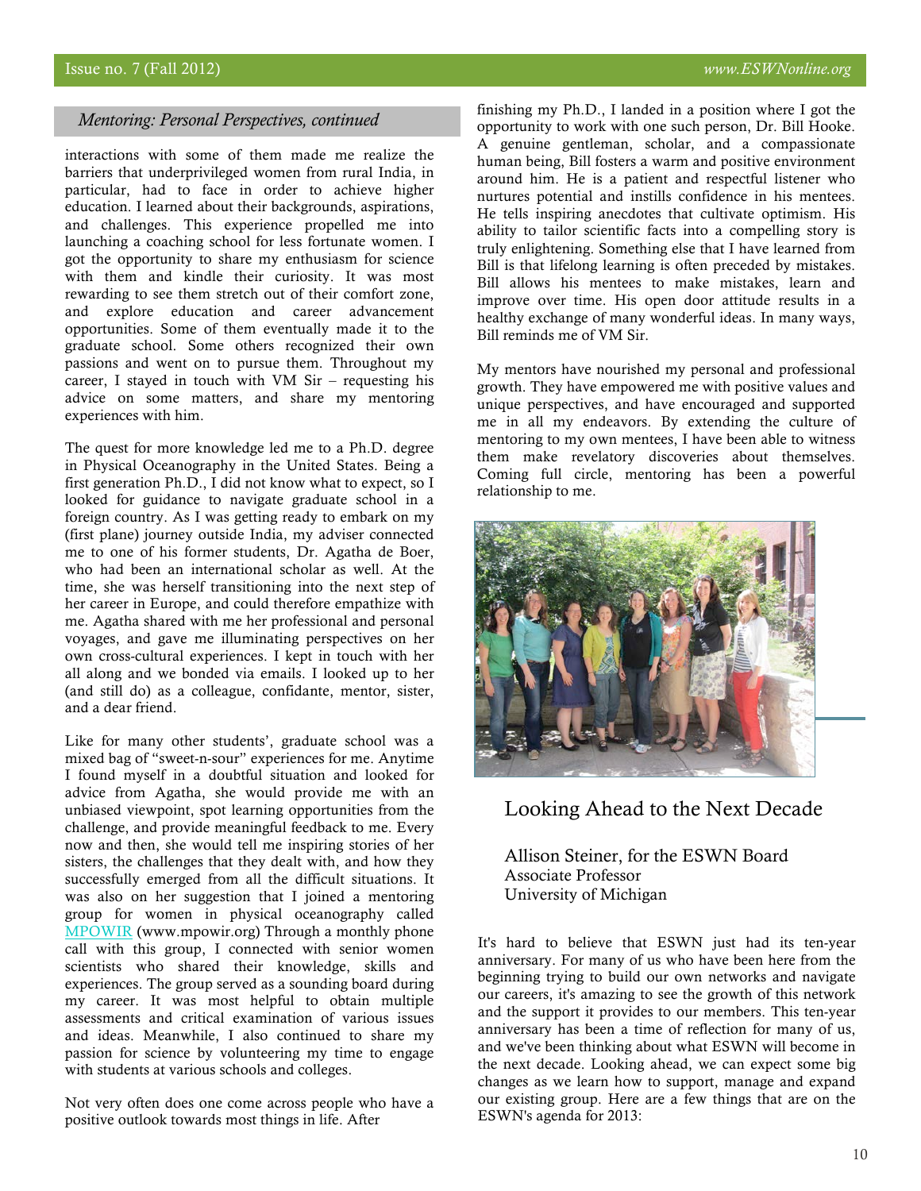## *Mentoring: Personal Perspectives, continued*

interactions with some of them made me realize the barriers that underprivileged women from rural India, in particular, had to face in order to achieve higher education. I learned about their backgrounds, aspirations, and challenges. This experience propelled me into launching a coaching school for less fortunate women. I got the opportunity to share my enthusiasm for science with them and kindle their curiosity. It was most rewarding to see them stretch out of their comfort zone, and explore education and career advancement opportunities. Some of them eventually made it to the graduate school. Some others recognized their own passions and went on to pursue them. Throughout my career, I stayed in touch with VM Sir – requesting his advice on some matters, and share my mentoring experiences with him.

The quest for more knowledge led me to a Ph.D. degree in Physical Oceanography in the United States. Being a first generation Ph.D., I did not know what to expect, so I looked for guidance to navigate graduate school in a foreign country. As I was getting ready to embark on my (first plane) journey outside India, my adviser connected me to one of his former students, Dr. Agatha de Boer, who had been an international scholar as well. At the time, she was herself transitioning into the next step of her career in Europe, and could therefore empathize with me. Agatha shared with me her professional and personal voyages, and gave me illuminating perspectives on her own cross-cultural experiences. I kept in touch with her all along and we bonded via emails. I looked up to her (and still do) as a colleague, confidante, mentor, sister, and a dear friend.

Like for many other students', graduate school was a mixed bag of "sweet-n-sour" experiences for me. Anytime I found myself in a doubtful situation and looked for advice from Agatha, she would provide me with an unbiased viewpoint, spot learning opportunities from the challenge, and provide meaningful feedback to me. Every now and then, she would tell me inspiring stories of her sisters, the challenges that they dealt with, and how they successfully emerged from all the difficult situations. It was also on her suggestion that I joined a mentoring group for women in physical oceanography called MPOWIR (www.mpowir.org) Through a monthly phone call with this group, I connected with senior women scientists who shared their knowledge, skills and experiences. The group served as a sounding board during my career. It was most helpful to obtain multiple assessments and critical examination of various issues and ideas. Meanwhile, I also continued to share my passion for science by volunteering my time to engage with students at various schools and colleges.

Not very often does one come across people who have a positive outlook towards most things in life. After finishing my Ph.D., I landed in a position where I got the opportunity to work with one such person, Dr. Bill Hooke. A genuine gentleman, scholar, and a compassionate human being, Bill fosters a warm and positive environment around him. He is a patient and respectful listener who nurtures potential and instills confidence in his mentees. He tells inspiring anecdotes that cultivate optimism. His ability to tailor scientific facts into a compelling story is truly enlightening. Something else that I have learned from Bill is that lifelong learning is often preceded by mistakes. Bill allows his mentees to make mistakes, learn and improve over time. His open door attitude results in a healthy exchange of many wonderful ideas. In many ways, Bill reminds me of VM Sir.

My mentors have nourished my personal and professional growth. They have empowered me with positive values and unique perspectives, and have encouraged and supported me in all my endeavors. By extending the culture of mentoring to my own mentees, I have been able to witness them make revelatory discoveries about themselves. Coming full circle, mentoring has been a powerful relationship to me.

## Looking Ahead to the Next Decade

Allison Steiner, for the ESWN Board
Associate Professor
University of Michigan

It's hard to believe that ESWN just had its ten-year anniversary. For many of us who have been here from the beginning trying to build our own networks and navigate our careers, it's amazing to see the growth of this network and the support it provides to our members. This ten-year anniversary has been a time of reflection for many of us, and we've been thinking about what ESWN will become in the next decade. Looking ahead, we can expect some big changes as we learn how to support, manage and expand our existing group. Here are a few things that are on the ESWN's agenda for 2013: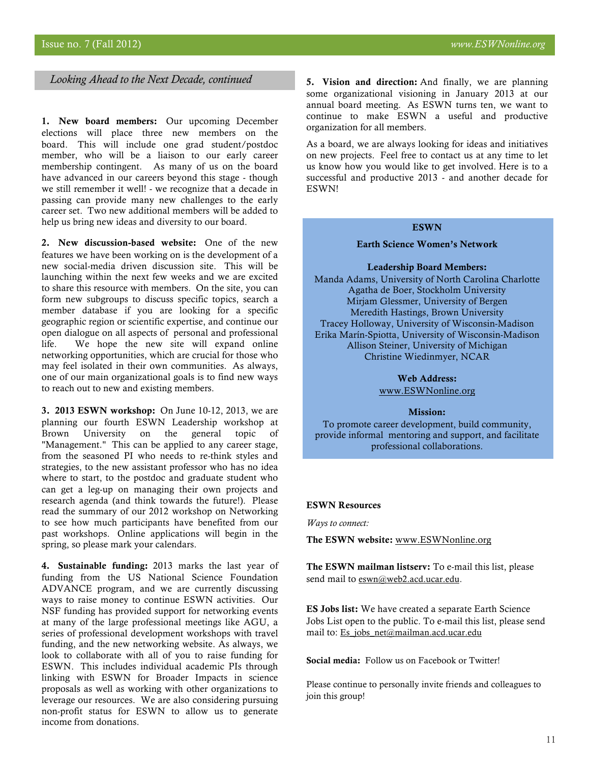## *Looking Ahead to the Next Decade, continued*

**1. New board members:** Our upcoming December elections will place three new members on the board. This will include one grad student/postdoc member, who will be a liaison to our early career membership contingent. As many of us on the board have advanced in our careers beyond this stage - though we still remember it well! - we recognize that a decade in passing can provide many new challenges to the early career set. Two new additional members will be added to help us bring new ideas and diversity to our board.

**2. New discussion-based website:** One of the new features we have been working on is the development of a new social-media driven discussion site. This will be launching within the next few weeks and we are excited to share this resource with members. On the site, you can form new subgroups to discuss specific topics, search a member database if you are looking for a specific geographic region or scientific expertise, and continue our open dialogue on all aspects of personal and professional life. We hope the new site will expand online networking opportunities, which are crucial for those who may feel isolated in their own communities. As always, one of our main organizational goals is to find new ways to reach out to new and existing members.

**3. 2013 ESWN workshop:** On June 10-12, 2013, we are planning our fourth ESWN Leadership workshop at Brown University on the general topic of "Management." This can be applied to any career stage, from the seasoned PI who needs to re-think styles and strategies, to the new assistant professor who has no idea where to start, to the postdoc and graduate student who can get a leg-up on managing their own projects and research agenda (and think towards the future!). Please read the summary of our 2012 workshop on Networking to see how much participants have benefited from our past workshops. Online applications will begin in the spring, so please mark your calendars.

**4. Sustainable funding:** 2013 marks the last year of funding from the US National Science Foundation ADVANCE program, and we are currently discussing ways to raise money to continue ESWN activities. Our NSF funding has provided support for networking events at many of the large professional meetings like AGU, a series of professional development workshops with travel funding, and the new networking website. As always, we look to collaborate with all of you to raise funding for ESWN. This includes individual academic PIs through linking with ESWN for Broader Impacts in science proposals as well as working with other organizations to leverage our resources. We are also considering pursuing non-profit status for ESWN to allow us to generate income from donations.

**5. Vision and direction:** And finally, we are planning some organizational visioning in January 2013 at our annual board meeting. As ESWN turns ten, we want to continue to make ESWN a useful and productive organization for all members.

As a board, we are always looking for ideas and initiatives on new projects. Feel free to contact us at any time to let us know how you would like to get involved. Here is to a successful and productive 2013 - and another decade for ESWN!

**ESWN**

**Earth Science Women's Network**

**Leadership Board Members:**

Manda Adams, University of North Carolina Charlotte
Agatha de Boer, Stockholm University
Mirjam Glessmer, University of Bergen
Meredith Hastings, Brown University
Tracey Holloway, University of Wisconsin-Madison
Erika Marín-Spiotta, University of Wisconsin-Madison
Allison Steiner, University of Michigan
Christine Wiedinmyer, NCAR

**Web Address:**
www.ESWNonline.org

**Mission:**
To promote career development, build community, provide informal mentoring and support, and facilitate professional collaborations.

**ESWN Resources**

*Ways to connect:*

**The ESWN website:** www.ESWNonline.org

**The ESWN mailman listserv:** To e-mail this list, please send mail to eswn@web2.acd.ucar.edu.

**ES Jobs list:** We have created a separate Earth Science Jobs List open to the public. To e-mail this list, please send mail to: Es_jobs_net@mailman.acd.ucar.edu

**Social media:** Follow us on Facebook or Twitter!

Please continue to personally invite friends and colleagues to join this group!